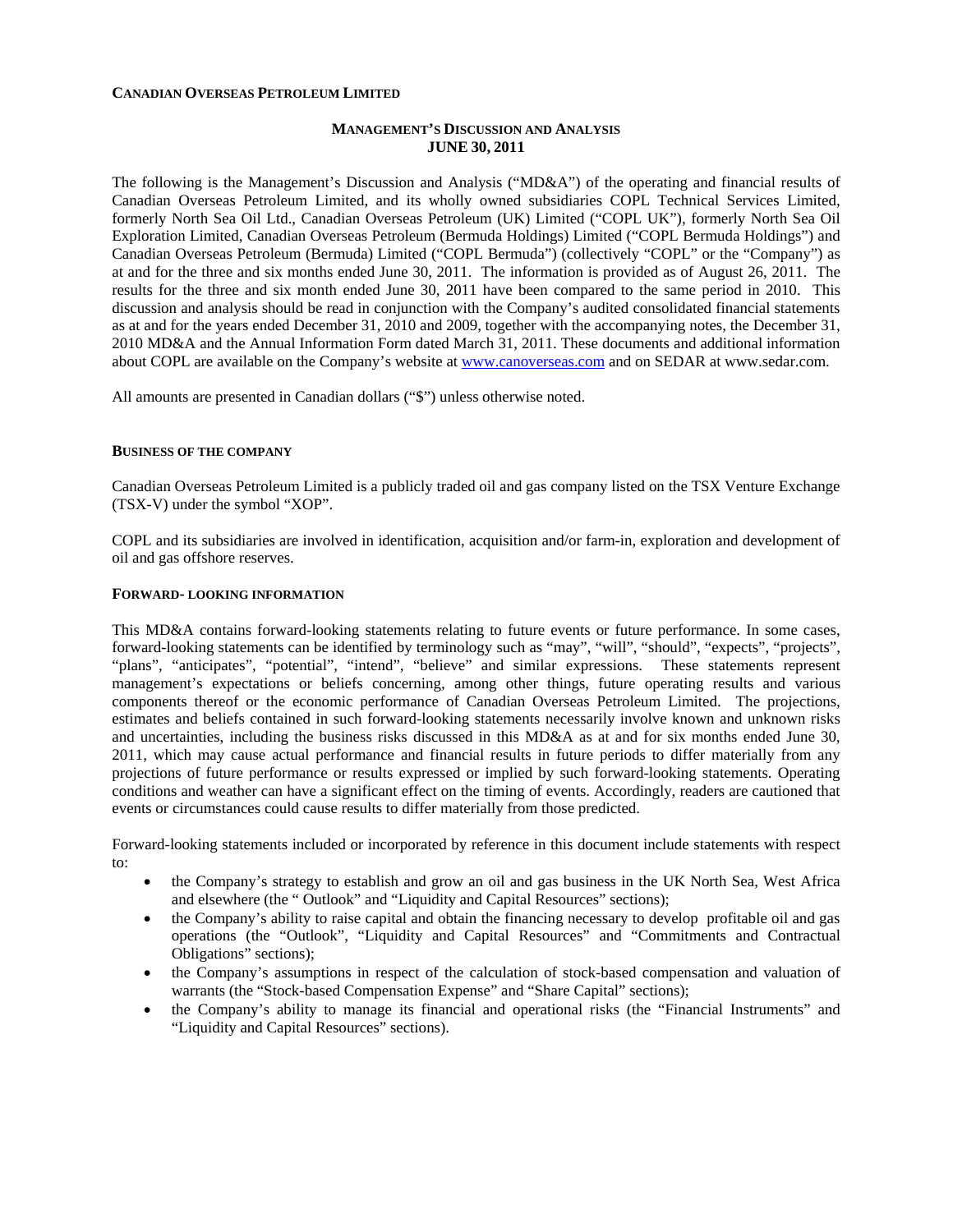**CANADIAN OVERSEAS PETROLEUM LIMITED**

**MANAGEMENT'S DISCUSSION AND ANALYSIS**
**JUNE 30, 2011**

The following is the Management's Discussion and Analysis ("MD&A") of the operating and financial results of Canadian Overseas Petroleum Limited, and its wholly owned subsidiaries COPL Technical Services Limited, formerly North Sea Oil Ltd., Canadian Overseas Petroleum (UK) Limited ("COPL UK"), formerly North Sea Oil Exploration Limited, Canadian Overseas Petroleum (Bermuda Holdings) Limited ("COPL Bermuda Holdings") and Canadian Overseas Petroleum (Bermuda) Limited ("COPL Bermuda") (collectively "COPL" or the "Company") as at and for the three and six months ended June 30, 2011. The information is provided as of August 26, 2011. The results for the three and six month ended June 30, 2011 have been compared to the same period in 2010. This discussion and analysis should be read in conjunction with the Company's audited consolidated financial statements as at and for the years ended December 31, 2010 and 2009, together with the accompanying notes, the December 31, 2010 MD&A and the Annual Information Form dated March 31, 2011. These documents and additional information about COPL are available on the Company's website at www.canoverseas.com and on SEDAR at www.sedar.com.

All amounts are presented in Canadian dollars ("$") unless otherwise noted.

**BUSINESS OF THE COMPANY**

Canadian Overseas Petroleum Limited is a publicly traded oil and gas company listed on the TSX Venture Exchange (TSX-V) under the symbol "XOP".

COPL and its subsidiaries are involved in identification, acquisition and/or farm-in, exploration and development of oil and gas offshore reserves.

**FORWARD- LOOKING INFORMATION**

This MD&A contains forward-looking statements relating to future events or future performance. In some cases, forward-looking statements can be identified by terminology such as "may", "will", "should", "expects", "projects", "plans", "anticipates", "potential", "intend", "believe" and similar expressions. These statements represent management's expectations or beliefs concerning, among other things, future operating results and various components thereof or the economic performance of Canadian Overseas Petroleum Limited. The projections, estimates and beliefs contained in such forward-looking statements necessarily involve known and unknown risks and uncertainties, including the business risks discussed in this MD&A as at and for six months ended June 30, 2011, which may cause actual performance and financial results in future periods to differ materially from any projections of future performance or results expressed or implied by such forward-looking statements. Operating conditions and weather can have a significant effect on the timing of events. Accordingly, readers are cautioned that events or circumstances could cause results to differ materially from those predicted.

Forward-looking statements included or incorporated by reference in this document include statements with respect to:

- the Company's strategy to establish and grow an oil and gas business in the UK North Sea, West Africa and elsewhere (the " Outlook" and "Liquidity and Capital Resources" sections);
- the Company's ability to raise capital and obtain the financing necessary to develop profitable oil and gas operations (the "Outlook", "Liquidity and Capital Resources" and "Commitments and Contractual Obligations" sections);
- the Company's assumptions in respect of the calculation of stock-based compensation and valuation of warrants (the "Stock-based Compensation Expense" and "Share Capital" sections);
- the Company's ability to manage its financial and operational risks (the "Financial Instruments" and "Liquidity and Capital Resources" sections).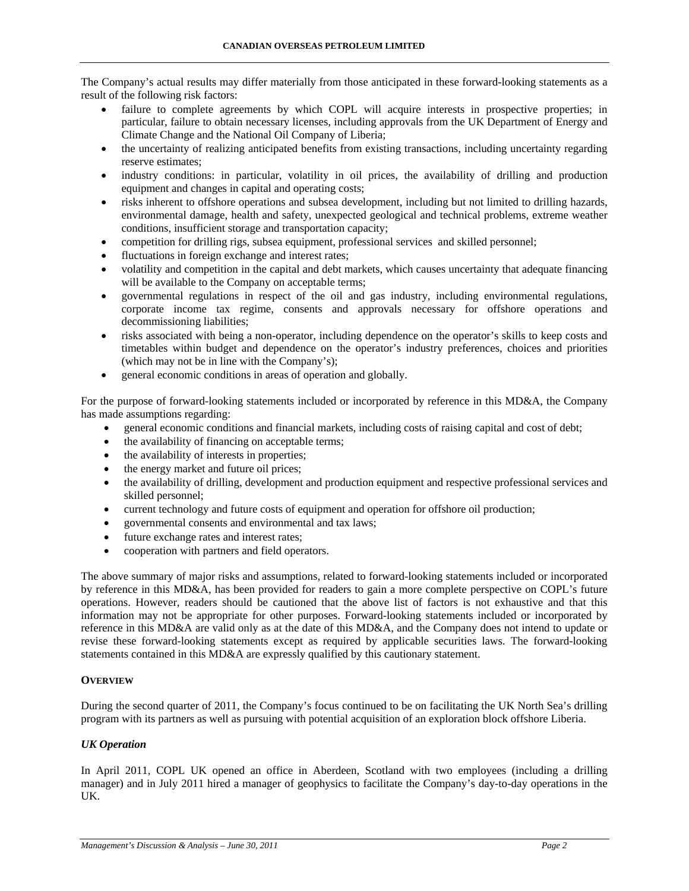The Company's actual results may differ materially from those anticipated in these forward-looking statements as a result of the following risk factors:

- failure to complete agreements by which COPL will acquire interests in prospective properties; in particular, failure to obtain necessary licenses, including approvals from the UK Department of Energy and Climate Change and the National Oil Company of Liberia;
- the uncertainty of realizing anticipated benefits from existing transactions, including uncertainty regarding reserve estimates;
- industry conditions: in particular, volatility in oil prices, the availability of drilling and production equipment and changes in capital and operating costs;
- risks inherent to offshore operations and subsea development, including but not limited to drilling hazards, environmental damage, health and safety, unexpected geological and technical problems, extreme weather conditions, insufficient storage and transportation capacity;
- competition for drilling rigs, subsea equipment, professional services and skilled personnel;
- fluctuations in foreign exchange and interest rates;
- volatility and competition in the capital and debt markets, which causes uncertainty that adequate financing will be available to the Company on acceptable terms;
- governmental regulations in respect of the oil and gas industry, including environmental regulations, corporate income tax regime, consents and approvals necessary for offshore operations and decommissioning liabilities;
- risks associated with being a non-operator, including dependence on the operator's skills to keep costs and timetables within budget and dependence on the operator's industry preferences, choices and priorities (which may not be in line with the Company's);
- general economic conditions in areas of operation and globally.

For the purpose of forward-looking statements included or incorporated by reference in this MD&A, the Company has made assumptions regarding:

- general economic conditions and financial markets, including costs of raising capital and cost of debt;
- the availability of financing on acceptable terms;
- the availability of interests in properties;
- the energy market and future oil prices;
- the availability of drilling, development and production equipment and respective professional services and skilled personnel;
- current technology and future costs of equipment and operation for offshore oil production;
- governmental consents and environmental and tax laws;
- future exchange rates and interest rates;
- cooperation with partners and field operators.

The above summary of major risks and assumptions, related to forward-looking statements included or incorporated by reference in this MD&A, has been provided for readers to gain a more complete perspective on COPL's future operations. However, readers should be cautioned that the above list of factors is not exhaustive and that this information may not be appropriate for other purposes. Forward-looking statements included or incorporated by reference in this MD&A are valid only as at the date of this MD&A, and the Company does not intend to update or revise these forward-looking statements except as required by applicable securities laws. The forward-looking statements contained in this MD&A are expressly qualified by this cautionary statement.

## OVERVIEW

During the second quarter of 2011, the Company's focus continued to be on facilitating the UK North Sea's drilling program with its partners as well as pursuing with potential acquisition of an exploration block offshore Liberia.

### *UK Operation*

In April 2011, COPL UK opened an office in Aberdeen, Scotland with two employees (including a drilling manager) and in July 2011 hired a manager of geophysics to facilitate the Company's day-to-day operations in the UK.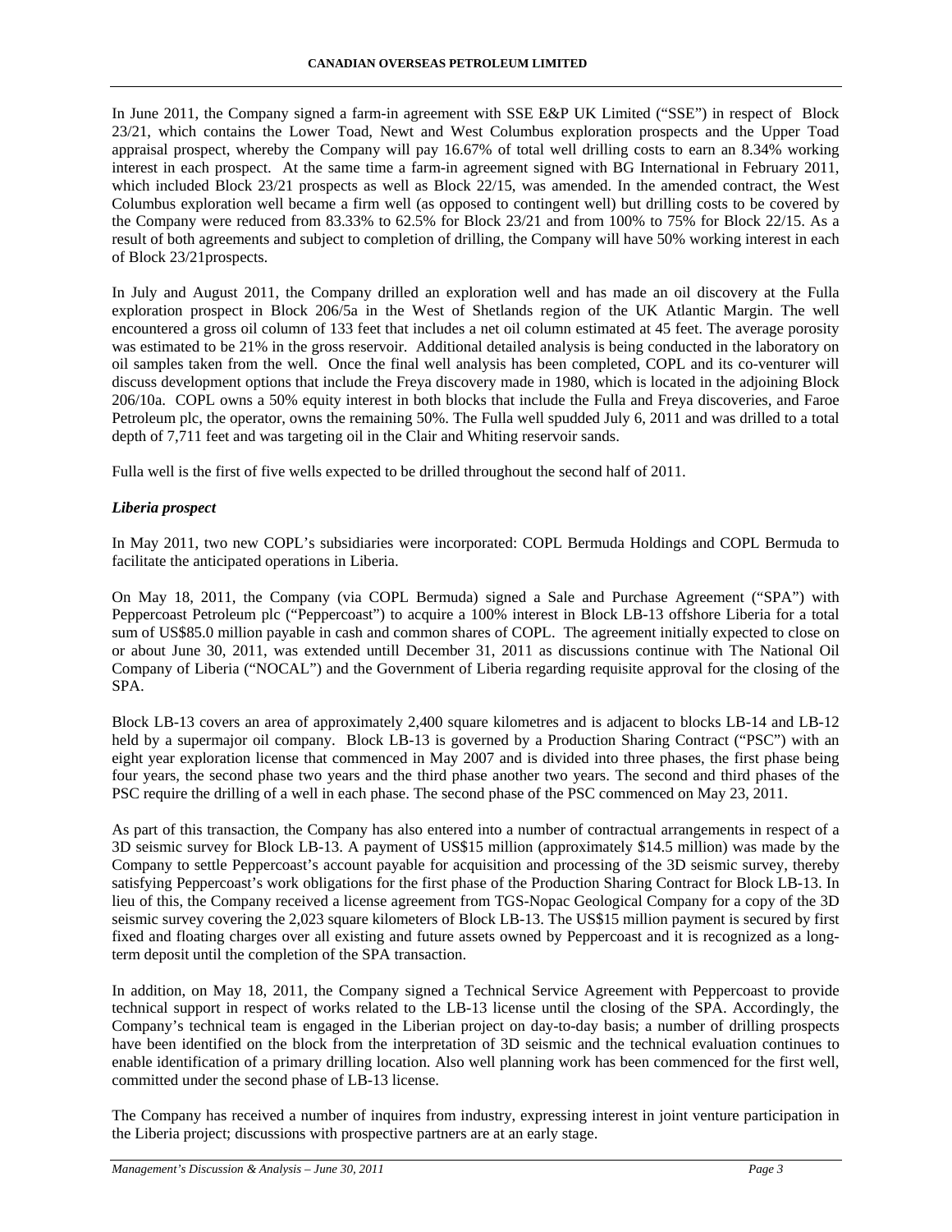In June 2011, the Company signed a farm-in agreement with SSE E&P UK Limited ("SSE") in respect of Block 23/21, which contains the Lower Toad, Newt and West Columbus exploration prospects and the Upper Toad appraisal prospect, whereby the Company will pay 16.67% of total well drilling costs to earn an 8.34% working interest in each prospect. At the same time a farm-in agreement signed with BG International in February 2011, which included Block 23/21 prospects as well as Block 22/15, was amended. In the amended contract, the West Columbus exploration well became a firm well (as opposed to contingent well) but drilling costs to be covered by the Company were reduced from 83.33% to 62.5% for Block 23/21 and from 100% to 75% for Block 22/15. As a result of both agreements and subject to completion of drilling, the Company will have 50% working interest in each of Block 23/21prospects.

In July and August 2011, the Company drilled an exploration well and has made an oil discovery at the Fulla exploration prospect in Block 206/5a in the West of Shetlands region of the UK Atlantic Margin. The well encountered a gross oil column of 133 feet that includes a net oil column estimated at 45 feet. The average porosity was estimated to be 21% in the gross reservoir. Additional detailed analysis is being conducted in the laboratory on oil samples taken from the well. Once the final well analysis has been completed, COPL and its co-venturer will discuss development options that include the Freya discovery made in 1980, which is located in the adjoining Block 206/10a. COPL owns a 50% equity interest in both blocks that include the Fulla and Freya discoveries, and Faroe Petroleum plc, the operator, owns the remaining 50%. The Fulla well spudded July 6, 2011 and was drilled to a total depth of 7,711 feet and was targeting oil in the Clair and Whiting reservoir sands.

Fulla well is the first of five wells expected to be drilled throughout the second half of 2011.

***Liberia prospect***

In May 2011, two new COPL's subsidiaries were incorporated: COPL Bermuda Holdings and COPL Bermuda to facilitate the anticipated operations in Liberia.

On May 18, 2011, the Company (via COPL Bermuda) signed a Sale and Purchase Agreement ("SPA") with Peppercoast Petroleum plc ("Peppercoast") to acquire a 100% interest in Block LB-13 offshore Liberia for a total sum of US$85.0 million payable in cash and common shares of COPL. The agreement initially expected to close on or about June 30, 2011, was extended untill December 31, 2011 as discussions continue with The National Oil Company of Liberia ("NOCAL") and the Government of Liberia regarding requisite approval for the closing of the SPA.

Block LB-13 covers an area of approximately 2,400 square kilometres and is adjacent to blocks LB-14 and LB-12 held by a supermajor oil company. Block LB-13 is governed by a Production Sharing Contract ("PSC") with an eight year exploration license that commenced in May 2007 and is divided into three phases, the first phase being four years, the second phase two years and the third phase another two years. The second and third phases of the PSC require the drilling of a well in each phase. The second phase of the PSC commenced on May 23, 2011.

As part of this transaction, the Company has also entered into a number of contractual arrangements in respect of a 3D seismic survey for Block LB-13. A payment of US$15 million (approximately $14.5 million) was made by the Company to settle Peppercoast's account payable for acquisition and processing of the 3D seismic survey, thereby satisfying Peppercoast's work obligations for the first phase of the Production Sharing Contract for Block LB-13. In lieu of this, the Company received a license agreement from TGS-Nopac Geological Company for a copy of the 3D seismic survey covering the 2,023 square kilometers of Block LB-13. The US$15 million payment is secured by first fixed and floating charges over all existing and future assets owned by Peppercoast and it is recognized as a long-term deposit until the completion of the SPA transaction.

In addition, on May 18, 2011, the Company signed a Technical Service Agreement with Peppercoast to provide technical support in respect of works related to the LB-13 license until the closing of the SPA. Accordingly, the Company's technical team is engaged in the Liberian project on day-to-day basis; a number of drilling prospects have been identified on the block from the interpretation of 3D seismic and the technical evaluation continues to enable identification of a primary drilling location. Also well planning work has been commenced for the first well, committed under the second phase of LB-13 license.

The Company has received a number of inquires from industry, expressing interest in joint venture participation in the Liberia project; discussions with prospective partners are at an early stage.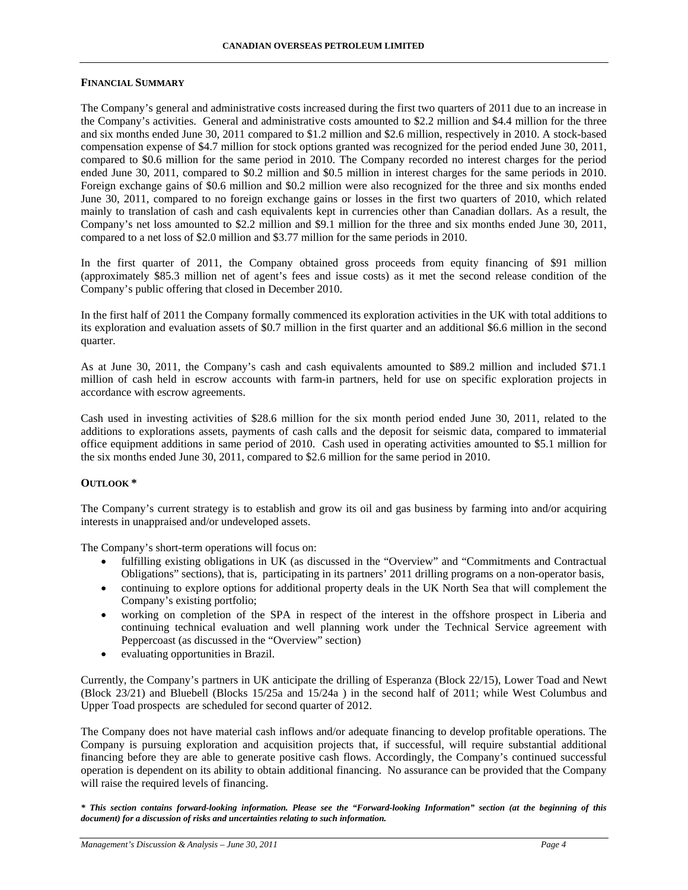## FINANCIAL SUMMARY

The Company's general and administrative costs increased during the first two quarters of 2011 due to an increase in the Company's activities. General and administrative costs amounted to $2.2 million and $4.4 million for the three and six months ended June 30, 2011 compared to $1.2 million and $2.6 million, respectively in 2010. A stock-based compensation expense of $4.7 million for stock options granted was recognized for the period ended June 30, 2011, compared to $0.6 million for the same period in 2010. The Company recorded no interest charges for the period ended June 30, 2011, compared to $0.2 million and $0.5 million in interest charges for the same periods in 2010. Foreign exchange gains of $0.6 million and $0.2 million were also recognized for the three and six months ended June 30, 2011, compared to no foreign exchange gains or losses in the first two quarters of 2010, which related mainly to translation of cash and cash equivalents kept in currencies other than Canadian dollars. As a result, the Company's net loss amounted to $2.2 million and $9.1 million for the three and six months ended June 30, 2011, compared to a net loss of $2.0 million and $3.77 million for the same periods in 2010.

In the first quarter of 2011, the Company obtained gross proceeds from equity financing of $91 million (approximately $85.3 million net of agent's fees and issue costs) as it met the second release condition of the Company's public offering that closed in December 2010.

In the first half of 2011 the Company formally commenced its exploration activities in the UK with total additions to its exploration and evaluation assets of $0.7 million in the first quarter and an additional $6.6 million in the second quarter.

As at June 30, 2011, the Company's cash and cash equivalents amounted to $89.2 million and included $71.1 million of cash held in escrow accounts with farm-in partners, held for use on specific exploration projects in accordance with escrow agreements.

Cash used in investing activities of $28.6 million for the six month period ended June 30, 2011, related to the additions to explorations assets, payments of cash calls and the deposit for seismic data, compared to immaterial office equipment additions in same period of 2010. Cash used in operating activities amounted to $5.1 million for the six months ended June 30, 2011, compared to $2.6 million for the same period in 2010.

## OUTLOOK *

The Company's current strategy is to establish and grow its oil and gas business by farming into and/or acquiring interests in unappraised and/or undeveloped assets.

The Company's short-term operations will focus on:

- fulfilling existing obligations in UK (as discussed in the "Overview" and "Commitments and Contractual Obligations" sections), that is, participating in its partners' 2011 drilling programs on a non-operator basis,
- continuing to explore options for additional property deals in the UK North Sea that will complement the Company's existing portfolio;
- working on completion of the SPA in respect of the interest in the offshore prospect in Liberia and continuing technical evaluation and well planning work under the Technical Service agreement with Peppercoast (as discussed in the "Overview" section)
- evaluating opportunities in Brazil.

Currently, the Company's partners in UK anticipate the drilling of Esperanza (Block 22/15), Lower Toad and Newt (Block 23/21) and Bluebell (Blocks 15/25a and 15/24a ) in the second half of 2011; while West Columbus and Upper Toad prospects are scheduled for second quarter of 2012.

The Company does not have material cash inflows and/or adequate financing to develop profitable operations. The Company is pursuing exploration and acquisition projects that, if successful, will require substantial additional financing before they are able to generate positive cash flows. Accordingly, the Company's continued successful operation is dependent on its ability to obtain additional financing. No assurance can be provided that the Company will raise the required levels of financing.

***\* This section contains forward-looking information. Please see the "Forward-looking Information" section (at the beginning of this document) for a discussion of risks and uncertainties relating to such information.***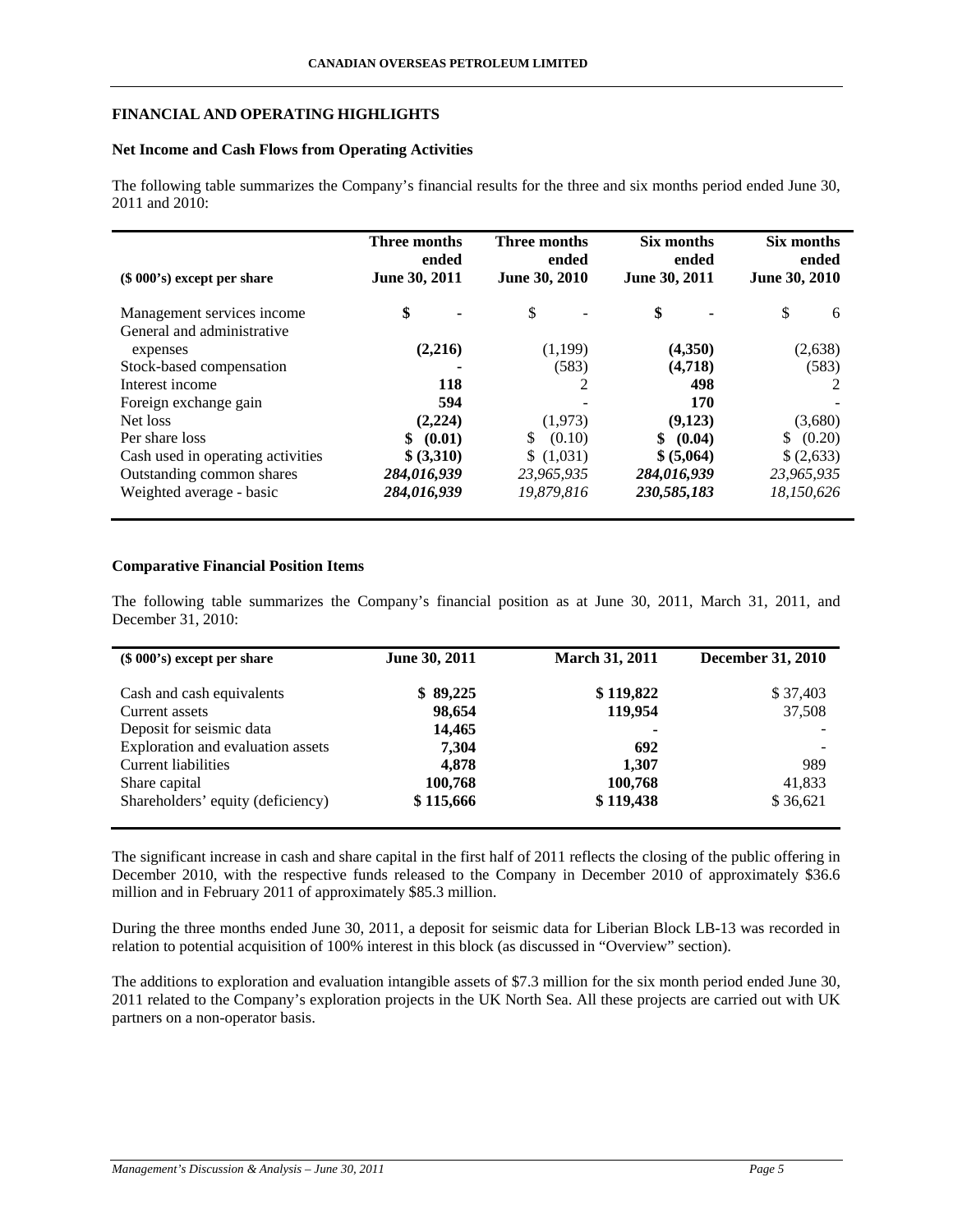## FINANCIAL AND OPERATING HIGHLIGHTS

### Net Income and Cash Flows from Operating Activities

The following table summarizes the Company's financial results for the three and six months period ended June 30, 2011 and 2010:

| ($ 000's) except per share | Three months ended June 30, 2011 | Three months ended June 30, 2010 | Six months ended June 30, 2011 | Six months ended June 30, 2010 |
|---|---|---|---|---|
| Management services income | **$ -** | $ - | **$ -** | $ 6 |
| General and administrative expenses | **(2,216)** | (1,199) | **(4,350)** | (2,638) |
| Stock-based compensation | **-** | (583) | **(4,718)** | (583) |
| Interest income | **118** | 2 | **498** | 2 |
| Foreign exchange gain | **594** | - | **170** | - |
| Net loss | **(2,224)** | (1,973) | **(9,123)** | (3,680) |
| Per share loss | **$ (0.01)** | $ (0.10) | **$ (0.04)** | $ (0.20) |
| Cash used in operating activities | **$ (3,310)** | $ (1,031) | **$ (5,064)** | $ (2,633) |
| Outstanding common shares | ***284,016,939*** | *23,965,935* | ***284,016,939*** | *23,965,935* |
| Weighted average - basic | ***284,016,939*** | *19,879,816* | ***230,585,183*** | *18,150,626* |

### Comparative Financial Position Items

The following table summarizes the Company's financial position as at June 30, 2011, March 31, 2011, and December 31, 2010:

| ($ 000's) except per share | June 30, 2011 | March 31, 2011 | December 31, 2010 |
|---|---|---|---|
| Cash and cash equivalents | **$ 89,225** | **$ 119,822** | $ 37,403 |
| Current assets | **98,654** | **119,954** | 37,508 |
| Deposit for seismic data | **14,465** | **-** | - |
| Exploration and evaluation assets | **7,304** | **692** | - |
| Current liabilities | **4,878** | **1,307** | 989 |
| Share capital | **100,768** | **100,768** | 41,833 |
| Shareholders' equity (deficiency) | **$ 115,666** | **$ 119,438** | $ 36,621 |

The significant increase in cash and share capital in the first half of 2011 reflects the closing of the public offering in December 2010, with the respective funds released to the Company in December 2010 of approximately $36.6 million and in February 2011 of approximately $85.3 million.

During the three months ended June 30, 2011, a deposit for seismic data for Liberian Block LB-13 was recorded in relation to potential acquisition of 100% interest in this block (as discussed in "Overview" section).

The additions to exploration and evaluation intangible assets of $7.3 million for the six month period ended June 30, 2011 related to the Company's exploration projects in the UK North Sea. All these projects are carried out with UK partners on a non-operator basis.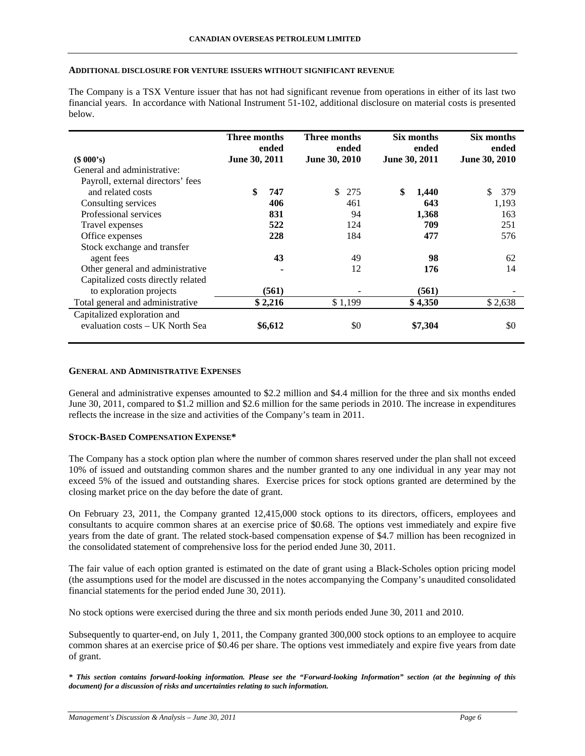### ADDITIONAL DISCLOSURE FOR VENTURE ISSUERS WITHOUT SIGNIFICANT REVENUE

The Company is a TSX Venture issuer that has not had significant revenue from operations in either of its last two financial years. In accordance with National Instrument 51-102, additional disclosure on material costs is presented below.

| ($ 000's) | Three months ended June 30, 2011 | Three months ended June 30, 2010 | Six months ended June 30, 2011 | Six months ended June 30, 2010 |
|---|---|---|---|---|
| General and administrative: | | | | |
| Payroll, external directors' fees and related costs | **$ 747** | $ 275 | **$ 1,440** | $ 379 |
| Consulting services | **406** | 461 | **643** | 1,193 |
| Professional services | **831** | 94 | **1,368** | 163 |
| Travel expenses | **522** | 124 | **709** | 251 |
| Office expenses | **228** | 184 | **477** | 576 |
| Stock exchange and transfer agent fees | **43** | 49 | **98** | 62 |
| Other general and administrative | **-** | 12 | **176** | 14 |
| Capitalized costs directly related to exploration projects | **(561)** | - | **(561)** | - |
| Total general and administrative | **$ 2,216** | $ 1,199 | **$ 4,350** | $ 2,638 |
| Capitalized exploration and evaluation costs – UK North Sea | **$6,612** | $0 | **$7,304** | $0 |

### GENERAL AND ADMINISTRATIVE EXPENSES

General and administrative expenses amounted to $2.2 million and $4.4 million for the three and six months ended June 30, 2011, compared to $1.2 million and $2.6 million for the same periods in 2010. The increase in expenditures reflects the increase in the size and activities of the Company's team in 2011.

### STOCK-BASED COMPENSATION EXPENSE*

The Company has a stock option plan where the number of common shares reserved under the plan shall not exceed 10% of issued and outstanding common shares and the number granted to any one individual in any year may not exceed 5% of the issued and outstanding shares. Exercise prices for stock options granted are determined by the closing market price on the day before the date of grant.

On February 23, 2011, the Company granted 12,415,000 stock options to its directors, officers, employees and consultants to acquire common shares at an exercise price of $0.68. The options vest immediately and expire five years from the date of grant. The related stock-based compensation expense of $4.7 million has been recognized in the consolidated statement of comprehensive loss for the period ended June 30, 2011.

The fair value of each option granted is estimated on the date of grant using a Black-Scholes option pricing model (the assumptions used for the model are discussed in the notes accompanying the Company's unaudited consolidated financial statements for the period ended June 30, 2011).

No stock options were exercised during the three and six month periods ended June 30, 2011 and 2010.

Subsequently to quarter-end, on July 1, 2011, the Company granted 300,000 stock options to an employee to acquire common shares at an exercise price of $0.46 per share. The options vest immediately and expire five years from date of grant.

***\* This section contains forward-looking information. Please see the "Forward-looking Information" section (at the beginning of this document) for a discussion of risks and uncertainties relating to such information.***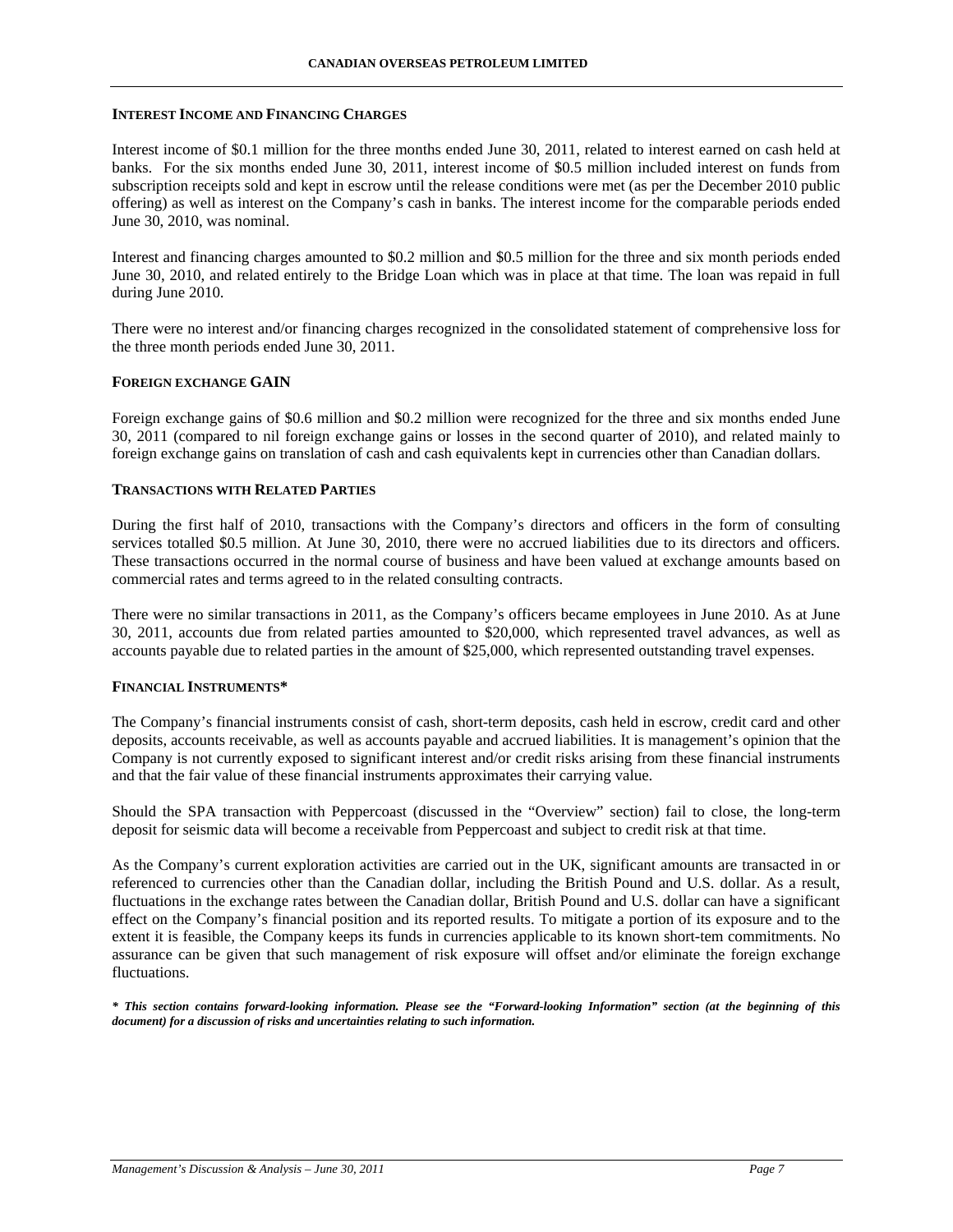#### INTEREST INCOME AND FINANCING CHARGES

Interest income of $0.1 million for the three months ended June 30, 2011, related to interest earned on cash held at banks. For the six months ended June 30, 2011, interest income of $0.5 million included interest on funds from subscription receipts sold and kept in escrow until the release conditions were met (as per the December 2010 public offering) as well as interest on the Company's cash in banks. The interest income for the comparable periods ended June 30, 2010, was nominal.

Interest and financing charges amounted to $0.2 million and $0.5 million for the three and six month periods ended June 30, 2010, and related entirely to the Bridge Loan which was in place at that time. The loan was repaid in full during June 2010.

There were no interest and/or financing charges recognized in the consolidated statement of comprehensive loss for the three month periods ended June 30, 2011.

#### FOREIGN EXCHANGE GAIN

Foreign exchange gains of $0.6 million and $0.2 million were recognized for the three and six months ended June 30, 2011 (compared to nil foreign exchange gains or losses in the second quarter of 2010), and related mainly to foreign exchange gains on translation of cash and cash equivalents kept in currencies other than Canadian dollars.

#### TRANSACTIONS WITH RELATED PARTIES

During the first half of 2010, transactions with the Company's directors and officers in the form of consulting services totalled $0.5 million. At June 30, 2010, there were no accrued liabilities due to its directors and officers. These transactions occurred in the normal course of business and have been valued at exchange amounts based on commercial rates and terms agreed to in the related consulting contracts.

There were no similar transactions in 2011, as the Company's officers became employees in June 2010. As at June 30, 2011, accounts due from related parties amounted to $20,000, which represented travel advances, as well as accounts payable due to related parties in the amount of $25,000, which represented outstanding travel expenses.

#### FINANCIAL INSTRUMENTS*

The Company's financial instruments consist of cash, short-term deposits, cash held in escrow, credit card and other deposits, accounts receivable, as well as accounts payable and accrued liabilities. It is management's opinion that the Company is not currently exposed to significant interest and/or credit risks arising from these financial instruments and that the fair value of these financial instruments approximates their carrying value.

Should the SPA transaction with Peppercoast (discussed in the "Overview" section) fail to close, the long-term deposit for seismic data will become a receivable from Peppercoast and subject to credit risk at that time.

As the Company's current exploration activities are carried out in the UK, significant amounts are transacted in or referenced to currencies other than the Canadian dollar, including the British Pound and U.S. dollar. As a result, fluctuations in the exchange rates between the Canadian dollar, British Pound and U.S. dollar can have a significant effect on the Company's financial position and its reported results. To mitigate a portion of its exposure and to the extent it is feasible, the Company keeps its funds in currencies applicable to its known short-tem commitments. No assurance can be given that such management of risk exposure will offset and/or eliminate the foreign exchange fluctuations.

***\* This section contains forward-looking information. Please see the "Forward-looking Information" section (at the beginning of this document) for a discussion of risks and uncertainties relating to such information.***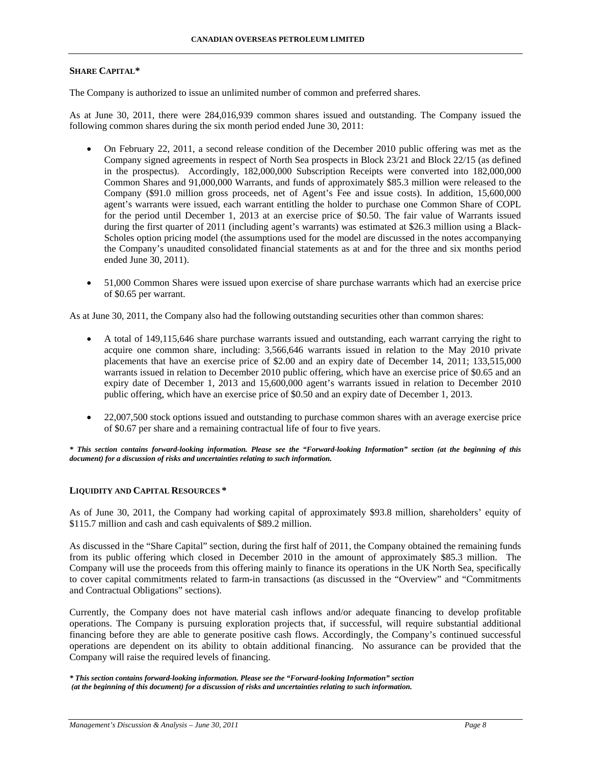## SHARE CAPITAL*

The Company is authorized to issue an unlimited number of common and preferred shares.

As at June 30, 2011, there were 284,016,939 common shares issued and outstanding. The Company issued the following common shares during the six month period ended June 30, 2011:

- On February 22, 2011, a second release condition of the December 2010 public offering was met as the Company signed agreements in respect of North Sea prospects in Block 23/21 and Block 22/15 (as defined in the prospectus). Accordingly, 182,000,000 Subscription Receipts were converted into 182,000,000 Common Shares and 91,000,000 Warrants, and funds of approximately $85.3 million were released to the Company ($91.0 million gross proceeds, net of Agent's Fee and issue costs). In addition, 15,600,000 agent's warrants were issued, each warrant entitling the holder to purchase one Common Share of COPL for the period until December 1, 2013 at an exercise price of $0.50. The fair value of Warrants issued during the first quarter of 2011 (including agent's warrants) was estimated at $26.3 million using a Black-Scholes option pricing model (the assumptions used for the model are discussed in the notes accompanying the Company's unaudited consolidated financial statements as at and for the three and six months period ended June 30, 2011).

- 51,000 Common Shares were issued upon exercise of share purchase warrants which had an exercise price of $0.65 per warrant.

As at June 30, 2011, the Company also had the following outstanding securities other than common shares:

- A total of 149,115,646 share purchase warrants issued and outstanding, each warrant carrying the right to acquire one common share, including: 3,566,646 warrants issued in relation to the May 2010 private placements that have an exercise price of $2.00 and an expiry date of December 14, 2011; 133,515,000 warrants issued in relation to December 2010 public offering, which have an exercise price of $0.65 and an expiry date of December 1, 2013 and 15,600,000 agent's warrants issued in relation to December 2010 public offering, which have an exercise price of $0.50 and an expiry date of December 1, 2013.

- 22,007,500 stock options issued and outstanding to purchase common shares with an average exercise price of $0.67 per share and a remaining contractual life of four to five years.

***This section contains forward-looking information. Please see the "Forward-looking Information" section (at the beginning of this document) for a discussion of risks and uncertainties relating to such information.***

## LIQUIDITY AND CAPITAL RESOURCES *

As of June 30, 2011, the Company had working capital of approximately $93.8 million, shareholders' equity of $115.7 million and cash and cash equivalents of $89.2 million.

As discussed in the "Share Capital" section, during the first half of 2011, the Company obtained the remaining funds from its public offering which closed in December 2010 in the amount of approximately $85.3 million. The Company will use the proceeds from this offering mainly to finance its operations in the UK North Sea, specifically to cover capital commitments related to farm-in transactions (as discussed in the "Overview" and "Commitments and Contractual Obligations" sections).

Currently, the Company does not have material cash inflows and/or adequate financing to develop profitable operations. The Company is pursuing exploration projects that, if successful, will require substantial additional financing before they are able to generate positive cash flows. Accordingly, the Company's continued successful operations are dependent on its ability to obtain additional financing. No assurance can be provided that the Company will raise the required levels of financing.

***This section contains forward-looking information. Please see the "Forward-looking Information" section (at the beginning of this document) for a discussion of risks and uncertainties relating to such information.***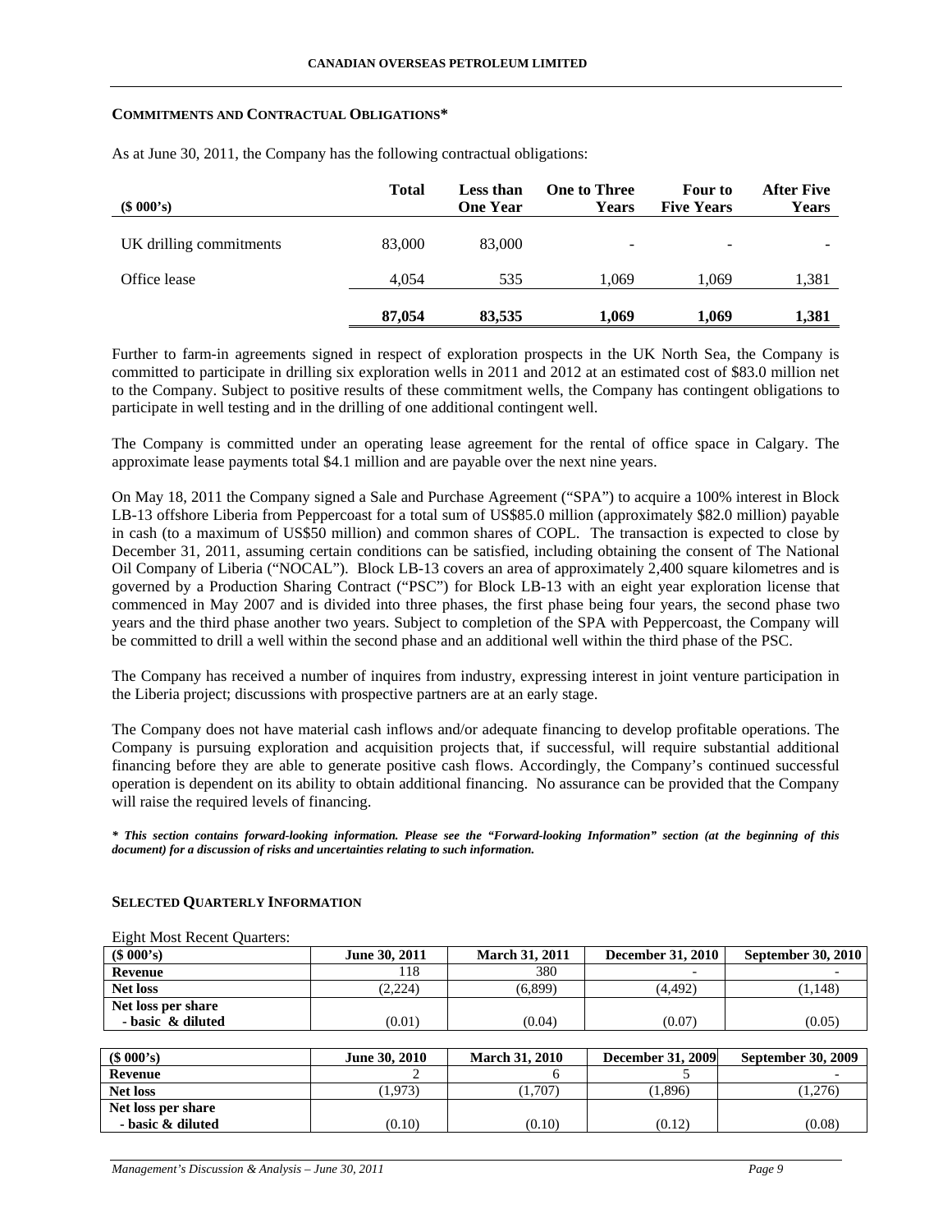## COMMITMENTS AND CONTRACTUAL OBLIGATIONS*

As at June 30, 2011, the Company has the following contractual obligations:

| ($ 000's) | Total | Less than One Year | One to Three Years | Four to Five Years | After Five Years |
|---|---|---|---|---|---|
| UK drilling commitments | 83,000 | 83,000 | - | - | - |
| Office lease | 4,054 | 535 | 1,069 | 1,069 | 1,381 |
| | **87,054** | **83,535** | **1,069** | **1,069** | **1,381** |

Further to farm-in agreements signed in respect of exploration prospects in the UK North Sea, the Company is committed to participate in drilling six exploration wells in 2011 and 2012 at an estimated cost of $83.0 million net to the Company. Subject to positive results of these commitment wells, the Company has contingent obligations to participate in well testing and in the drilling of one additional contingent well.

The Company is committed under an operating lease agreement for the rental of office space in Calgary. The approximate lease payments total $4.1 million and are payable over the next nine years.

On May 18, 2011 the Company signed a Sale and Purchase Agreement ("SPA") to acquire a 100% interest in Block LB-13 offshore Liberia from Peppercoast for a total sum of US$85.0 million (approximately $82.0 million) payable in cash (to a maximum of US$50 million) and common shares of COPL. The transaction is expected to close by December 31, 2011, assuming certain conditions can be satisfied, including obtaining the consent of The National Oil Company of Liberia ("NOCAL"). Block LB-13 covers an area of approximately 2,400 square kilometres and is governed by a Production Sharing Contract ("PSC") for Block LB-13 with an eight year exploration license that commenced in May 2007 and is divided into three phases, the first phase being four years, the second phase two years and the third phase another two years. Subject to completion of the SPA with Peppercoast, the Company will be committed to drill a well within the second phase and an additional well within the third phase of the PSC.

The Company has received a number of inquires from industry, expressing interest in joint venture participation in the Liberia project; discussions with prospective partners are at an early stage.

The Company does not have material cash inflows and/or adequate financing to develop profitable operations. The Company is pursuing exploration and acquisition projects that, if successful, will require substantial additional financing before they are able to generate positive cash flows. Accordingly, the Company's continued successful operation is dependent on its ability to obtain additional financing. No assurance can be provided that the Company will raise the required levels of financing.

***\* This section contains forward-looking information. Please see the "Forward-looking Information" section (at the beginning of this document) for a discussion of risks and uncertainties relating to such information.***

## SELECTED QUARTERLY INFORMATION

Eight Most Recent Quarters:

| ($ 000's) | June 30, 2011 | March 31, 2011 | December 31, 2010 | September 30, 2010 |
|---|---|---|---|---|
| **Revenue** | 118 | 380 | - | - |
| **Net loss** | (2,224) | (6,899) | (4,492) | (1,148) |
| **Net loss per share - basic & diluted** | (0.01) | (0.04) | (0.07) | (0.05) |

| ($ 000's) | June 30, 2010 | March 31, 2010 | December 31, 2009 | September 30, 2009 |
|---|---|---|---|---|
| **Revenue** | 2 | 6 | 5 | - |
| **Net loss** | (1,973) | (1,707) | (1,896) | (1,276) |
| **Net loss per share - basic & diluted** | (0.10) | (0.10) | (0.12) | (0.08) |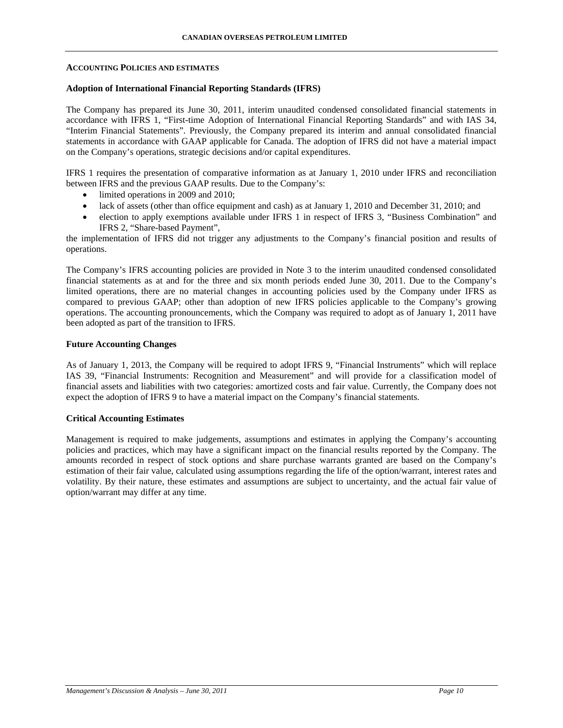## ACCOUNTING POLICIES AND ESTIMATES

### Adoption of International Financial Reporting Standards (IFRS)

The Company has prepared its June 30, 2011, interim unaudited condensed consolidated financial statements in accordance with IFRS 1, "First-time Adoption of International Financial Reporting Standards" and with IAS 34, "Interim Financial Statements". Previously, the Company prepared its interim and annual consolidated financial statements in accordance with GAAP applicable for Canada. The adoption of IFRS did not have a material impact on the Company's operations, strategic decisions and/or capital expenditures.

IFRS 1 requires the presentation of comparative information as at January 1, 2010 under IFRS and reconciliation between IFRS and the previous GAAP results. Due to the Company's:

- limited operations in 2009 and 2010;
- lack of assets (other than office equipment and cash) as at January 1, 2010 and December 31, 2010; and
- election to apply exemptions available under IFRS 1 in respect of IFRS 3, "Business Combination" and IFRS 2, "Share-based Payment",

the implementation of IFRS did not trigger any adjustments to the Company's financial position and results of operations.

The Company's IFRS accounting policies are provided in Note 3 to the interim unaudited condensed consolidated financial statements as at and for the three and six month periods ended June 30, 2011. Due to the Company's limited operations, there are no material changes in accounting policies used by the Company under IFRS as compared to previous GAAP; other than adoption of new IFRS policies applicable to the Company's growing operations. The accounting pronouncements, which the Company was required to adopt as of January 1, 2011 have been adopted as part of the transition to IFRS.

### Future Accounting Changes

As of January 1, 2013, the Company will be required to adopt IFRS 9, "Financial Instruments" which will replace IAS 39, "Financial Instruments: Recognition and Measurement" and will provide for a classification model of financial assets and liabilities with two categories: amortized costs and fair value. Currently, the Company does not expect the adoption of IFRS 9 to have a material impact on the Company's financial statements.

### Critical Accounting Estimates

Management is required to make judgements, assumptions and estimates in applying the Company's accounting policies and practices, which may have a significant impact on the financial results reported by the Company. The amounts recorded in respect of stock options and share purchase warrants granted are based on the Company's estimation of their fair value, calculated using assumptions regarding the life of the option/warrant, interest rates and volatility. By their nature, these estimates and assumptions are subject to uncertainty, and the actual fair value of option/warrant may differ at any time.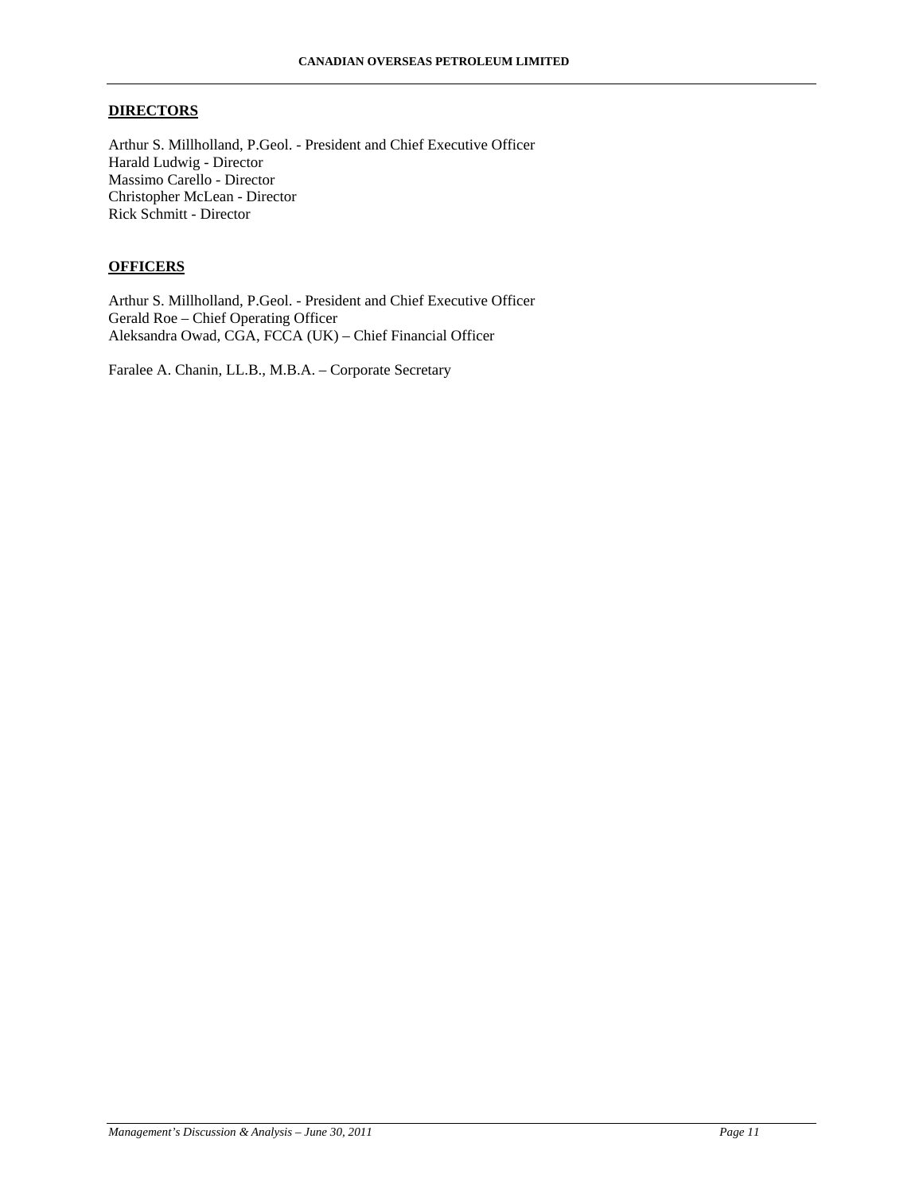## DIRECTORS

Arthur S. Millholland, P.Geol. - President and Chief Executive Officer
Harald Ludwig - Director
Massimo Carello - Director
Christopher McLean - Director
Rick Schmitt - Director

## OFFICERS

Arthur S. Millholland, P.Geol. - President and Chief Executive Officer
Gerald Roe – Chief Operating Officer
Aleksandra Owad, CGA, FCCA (UK) – Chief Financial Officer

Faralee A. Chanin, LL.B., M.B.A. – Corporate Secretary